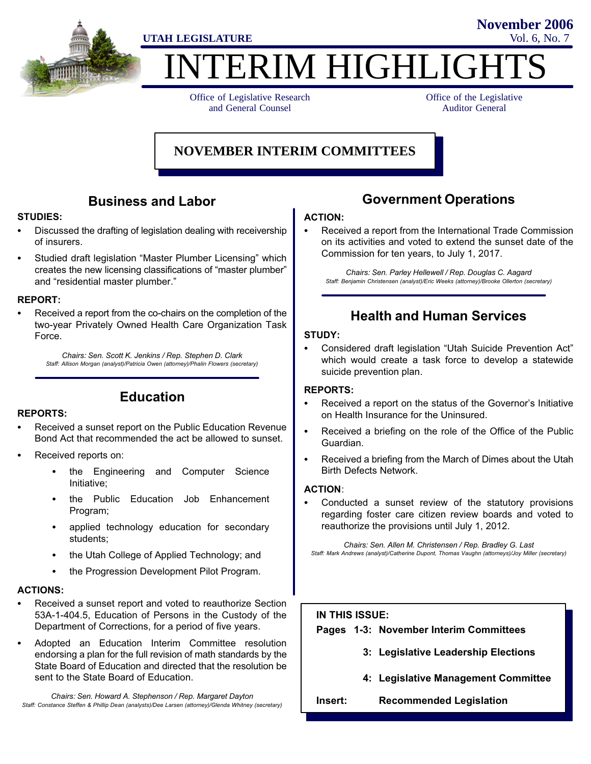UTAH LEGISLATURE

November 2006
Vol. 6, No. 7

# INTERIM HIGHLIGHTS

Office of Legislative Research and General Counsel

Office of the Legislative Auditor General

## NOVEMBER INTERIM COMMITTEES

### Business and Labor

**STUDIES:**

- Discussed the drafting of legislation dealing with receivership of insurers.
- Studied draft legislation "Master Plumber Licensing" which creates the new licensing classifications of "master plumber" and "residential master plumber."

**REPORT:**

- Received a report from the co-chairs on the completion of the two-year Privately Owned Health Care Organization Task Force.

*Chairs: Sen. Scott K. Jenkins / Rep. Stephen D. Clark*
*Staff: Allison Morgan (analyst)/Patricia Owen (attorney)/Phalin Flowers (secretary)*

### Education

**REPORTS:**

- Received a sunset report on the Public Education Revenue Bond Act that recommended the act be allowed to sunset.
- Received reports on:
  - the Engineering and Computer Science Initiative;
  - the Public Education Job Enhancement Program;
  - applied technology education for secondary students;
  - the Utah College of Applied Technology; and
  - the Progression Development Pilot Program.

**ACTIONS:**

- Received a sunset report and voted to reauthorize Section 53A-1-404.5, Education of Persons in the Custody of the Department of Corrections, for a period of five years.
- Adopted an Education Interim Committee resolution endorsing a plan for the full revision of math standards by the State Board of Education and directed that the resolution be sent to the State Board of Education.

*Chairs: Sen. Howard A. Stephenson / Rep. Margaret Dayton*
*Staff: Constance Steffen & Phillip Dean (analysts)/Dee Larsen (attorney)/Glenda Whitney (secretary)*

### Government Operations

**ACTION:**

- Received a report from the International Trade Commission on its activities and voted to extend the sunset date of the Commission for ten years, to July 1, 2017.

*Chairs: Sen. Parley Hellewell / Rep. Douglas C. Aagard*
*Staff: Benjamin Christensen (analyst)/Eric Weeks (attorney)/Brooke Ollerton (secretary)*

### Health and Human Services

**STUDY:**

- Considered draft legislation "Utah Suicide Prevention Act" which would create a task force to develop a statewide suicide prevention plan.

**REPORTS:**

- Received a report on the status of the Governor's Initiative on Health Insurance for the Uninsured.
- Received a briefing on the role of the Office of the Public Guardian.
- Received a briefing from the March of Dimes about the Utah Birth Defects Network.

**ACTION**:

- Conducted a sunset review of the statutory provisions regarding foster care citizen review boards and voted to reauthorize the provisions until July 1, 2012.

*Chairs: Sen. Allen M. Christensen / Rep. Bradley G. Last*
*Staff: Mark Andrews (analyst)/Catherine Dupont, Thomas Vaughn (attorneys)/Joy Miller (secretary)*

**IN THIS ISSUE:**

| | |
|---|---|
| **Pages 1-3:** | **November Interim Committees** |
| **3:** | **Legislative Leadership Elections** |
| **4:** | **Legislative Management Committee** |
| **Insert:** | **Recommended Legislation** |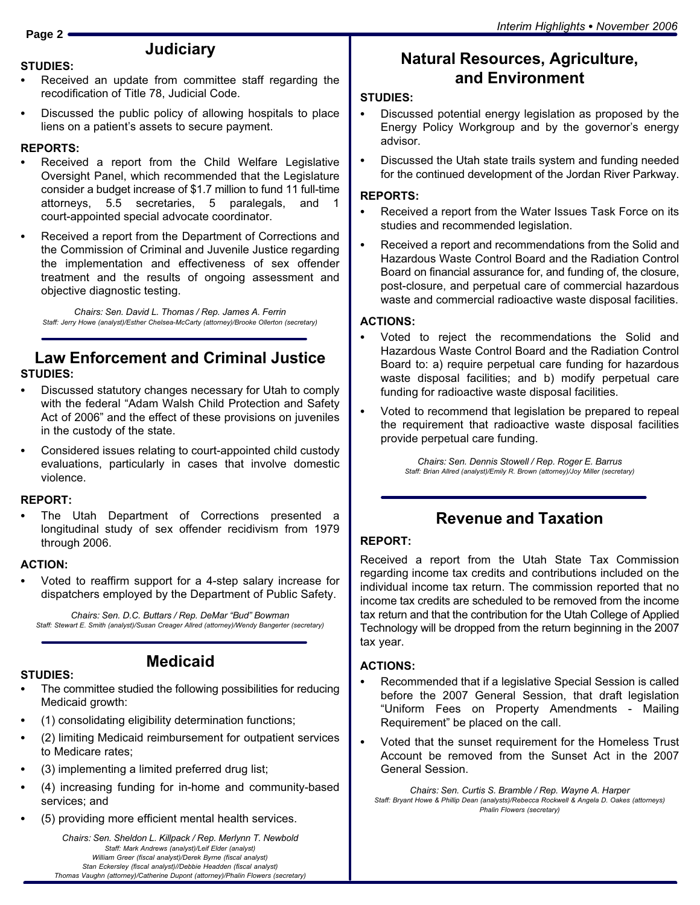## Judiciary

**STUDIES:**

- Received an update from committee staff regarding the recodification of Title 78, Judicial Code.
- Discussed the public policy of allowing hospitals to place liens on a patient's assets to secure payment.

**REPORTS:**

- Received a report from the Child Welfare Legislative Oversight Panel, which recommended that the Legislature consider a budget increase of $1.7 million to fund 11 full-time attorneys, 5.5 secretaries, 5 paralegals, and 1 court-appointed special advocate coordinator.
- Received a report from the Department of Corrections and the Commission of Criminal and Juvenile Justice regarding the implementation and effectiveness of sex offender treatment and the results of ongoing assessment and objective diagnostic testing.

*Chairs: Sen. David L. Thomas / Rep. James A. Ferrin*
*Staff: Jerry Howe (analyst)/Esther Chelsea-McCarty (attorney)/Brooke Ollerton (secretary)*

## Law Enforcement and Criminal Justice

**STUDIES:**

- Discussed statutory changes necessary for Utah to comply with the federal "Adam Walsh Child Protection and Safety Act of 2006" and the effect of these provisions on juveniles in the custody of the state.
- Considered issues relating to court-appointed child custody evaluations, particularly in cases that involve domestic violence.

**REPORT:**

- The Utah Department of Corrections presented a longitudinal study of sex offender recidivism from 1979 through 2006.

**ACTION:**

- Voted to reaffirm support for a 4-step salary increase for dispatchers employed by the Department of Public Safety.

*Chairs: Sen. D.C. Buttars / Rep. DeMar "Bud" Bowman*
*Staff: Stewart E. Smith (analyst)/Susan Creager Allred (attorney)/Wendy Bangerter (secretary)*

## Medicaid

**STUDIES:**

- The committee studied the following possibilities for reducing Medicaid growth:
- (1) consolidating eligibility determination functions;
- (2) limiting Medicaid reimbursement for outpatient services to Medicare rates;
- (3) implementing a limited preferred drug list;
- (4) increasing funding for in-home and community-based services; and
- (5) providing more efficient mental health services.

*Chairs: Sen. Sheldon L. Killpack / Rep. Merlynn T. Newbold*
*Staff: Mark Andrews (analyst)/Leif Elder (analyst)*
*William Greer (fiscal analyst)/Derek Byrne (fiscal analyst)*
*Stan Eckersley (fiscal analyst)//Debbie Headden (fiscal analyst)*
*Thomas Vaughn (attorney)/Catherine Dupont (attorney)/Phalin Flowers (secretary)*

## Natural Resources, Agriculture, and Environment

**STUDIES:**

- Discussed potential energy legislation as proposed by the Energy Policy Workgroup and by the governor's energy advisor.
- Discussed the Utah state trails system and funding needed for the continued development of the Jordan River Parkway.

**REPORTS:**

- Received a report from the Water Issues Task Force on its studies and recommended legislation.
- Received a report and recommendations from the Solid and Hazardous Waste Control Board and the Radiation Control Board on financial assurance for, and funding of, the closure, post-closure, and perpetual care of commercial hazardous waste and commercial radioactive waste disposal facilities.

**ACTIONS:**

- Voted to reject the recommendations the Solid and Hazardous Waste Control Board and the Radiation Control Board to: a) require perpetual care funding for hazardous waste disposal facilities; and b) modify perpetual care funding for radioactive waste disposal facilities.
- Voted to recommend that legislation be prepared to repeal the requirement that radioactive waste disposal facilities provide perpetual care funding.

*Chairs: Sen. Dennis Stowell / Rep. Roger E. Barrus*
*Staff: Brian Allred (analyst)/Emily R. Brown (attorney)/Joy Miller (secretary)*

## Revenue and Taxation

**REPORT:**

Received a report from the Utah State Tax Commission regarding income tax credits and contributions included on the individual income tax return. The commission reported that no income tax credits are scheduled to be removed from the income tax return and that the contribution for the Utah College of Applied Technology will be dropped from the return beginning in the 2007 tax year.

**ACTIONS:**

- Recommended that if a legislative Special Session is called before the 2007 General Session, that draft legislation "Uniform Fees on Property Amendments - Mailing Requirement" be placed on the call.
- Voted that the sunset requirement for the Homeless Trust Account be removed from the Sunset Act in the 2007 General Session.

*Chairs: Sen. Curtis S. Bramble / Rep. Wayne A. Harper*
*Staff: Bryant Howe & Phillip Dean (analysts)/Rebecca Rockwell & Angela D. Oakes (attorneys)*
*Phalin Flowers (secretary)*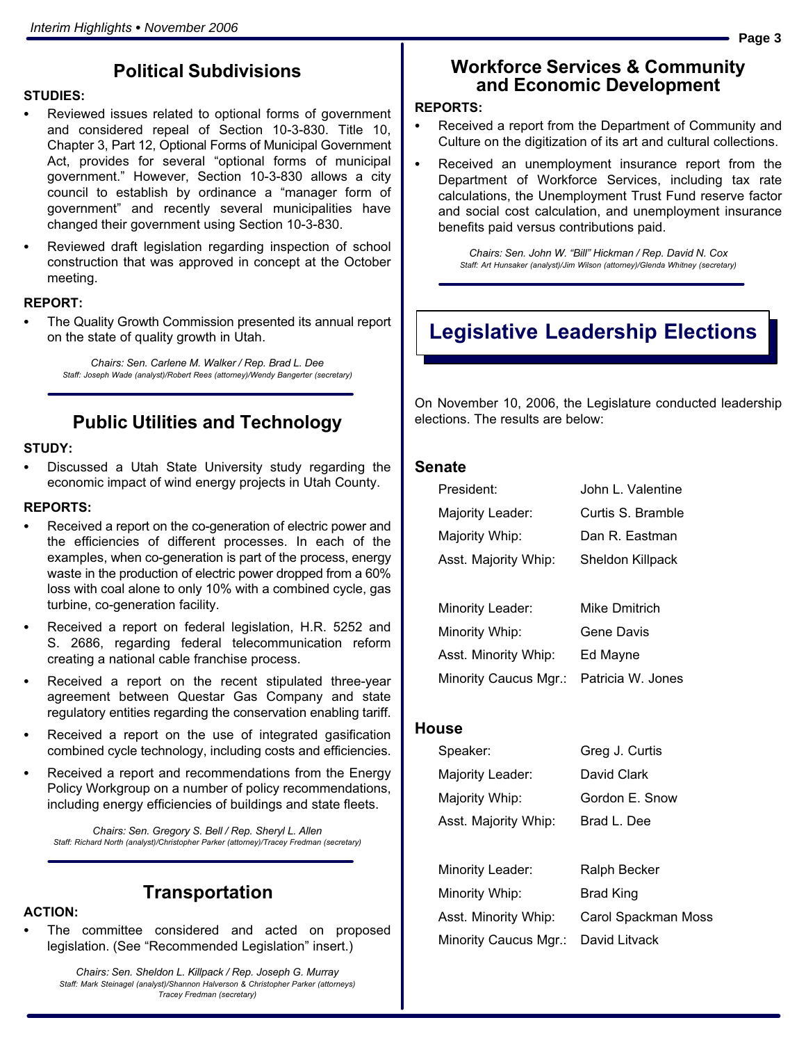## Political Subdivisions

**STUDIES:**

- Reviewed issues related to optional forms of government and considered repeal of Section 10-3-830. Title 10, Chapter 3, Part 12, Optional Forms of Municipal Government Act, provides for several "optional forms of municipal government." However, Section 10-3-830 allows a city council to establish by ordinance a "manager form of government" and recently several municipalities have changed their government using Section 10-3-830.
- Reviewed draft legislation regarding inspection of school construction that was approved in concept at the October meeting.

**REPORT:**

- The Quality Growth Commission presented its annual report on the state of quality growth in Utah.

*Chairs: Sen. Carlene M. Walker / Rep. Brad L. Dee*
*Staff: Joseph Wade (analyst)/Robert Rees (attorney)/Wendy Bangerter (secretary)*

## Public Utilities and Technology

**STUDY:**

- Discussed a Utah State University study regarding the economic impact of wind energy projects in Utah County.

**REPORTS:**

- Received a report on the co-generation of electric power and the efficiencies of different processes. In each of the examples, when co-generation is part of the process, energy waste in the production of electric power dropped from a 60% loss with coal alone to only 10% with a combined cycle, gas turbine, co-generation facility.
- Received a report on federal legislation, H.R. 5252 and S. 2686, regarding federal telecommunication reform creating a national cable franchise process.
- Received a report on the recent stipulated three-year agreement between Questar Gas Company and state regulatory entities regarding the conservation enabling tariff.
- Received a report on the use of integrated gasification combined cycle technology, including costs and efficiencies.
- Received a report and recommendations from the Energy Policy Workgroup on a number of policy recommendations, including energy efficiencies of buildings and state fleets.

*Chairs: Sen. Gregory S. Bell / Rep. Sheryl L. Allen*
*Staff: Richard North (analyst)/Christopher Parker (attorney)/Tracey Fredman (secretary)*

## Transportation

**ACTION:**

- The committee considered and acted on proposed legislation. (See "Recommended Legislation" insert.)

*Chairs: Sen. Sheldon L. Killpack / Rep. Joseph G. Murray*
*Staff: Mark Steinagel (analyst)/Shannon Halverson & Christopher Parker (attorneys)*
*Tracey Fredman (secretary)*

## Workforce Services & Community and Economic Development

**REPORTS:**

- Received a report from the Department of Community and Culture on the digitization of its art and cultural collections.
- Received an unemployment insurance report from the Department of Workforce Services, including tax rate calculations, the Unemployment Trust Fund reserve factor and social cost calculation, and unemployment insurance benefits paid versus contributions paid.

*Chairs: Sen. John W. "Bill" Hickman / Rep. David N. Cox*
*Staff: Art Hunsaker (analyst)/Jim Wilson (attorney)/Glenda Whitney (secretary)*

# Legislative Leadership Elections

On November 10, 2006, the Legislature conducted leadership elections. The results are below:

### Senate

| | |
|---|---|
| President: | John L. Valentine |
| Majority Leader: | Curtis S. Bramble |
| Majority Whip: | Dan R. Eastman |
| Asst. Majority Whip: | Sheldon Killpack |
| | |
| Minority Leader: | Mike Dmitrich |
| Minority Whip: | Gene Davis |
| Asst. Minority Whip: | Ed Mayne |
| Minority Caucus Mgr.: | Patricia W. Jones |

### House

| | |
|---|---|
| Speaker: | Greg J. Curtis |
| Majority Leader: | David Clark |
| Majority Whip: | Gordon E. Snow |
| Asst. Majority Whip: | Brad L. Dee |
| | |
| Minority Leader: | Ralph Becker |
| Minority Whip: | Brad King |
| Asst. Minority Whip: | Carol Spackman Moss |
| Minority Caucus Mgr.: | David Litvack |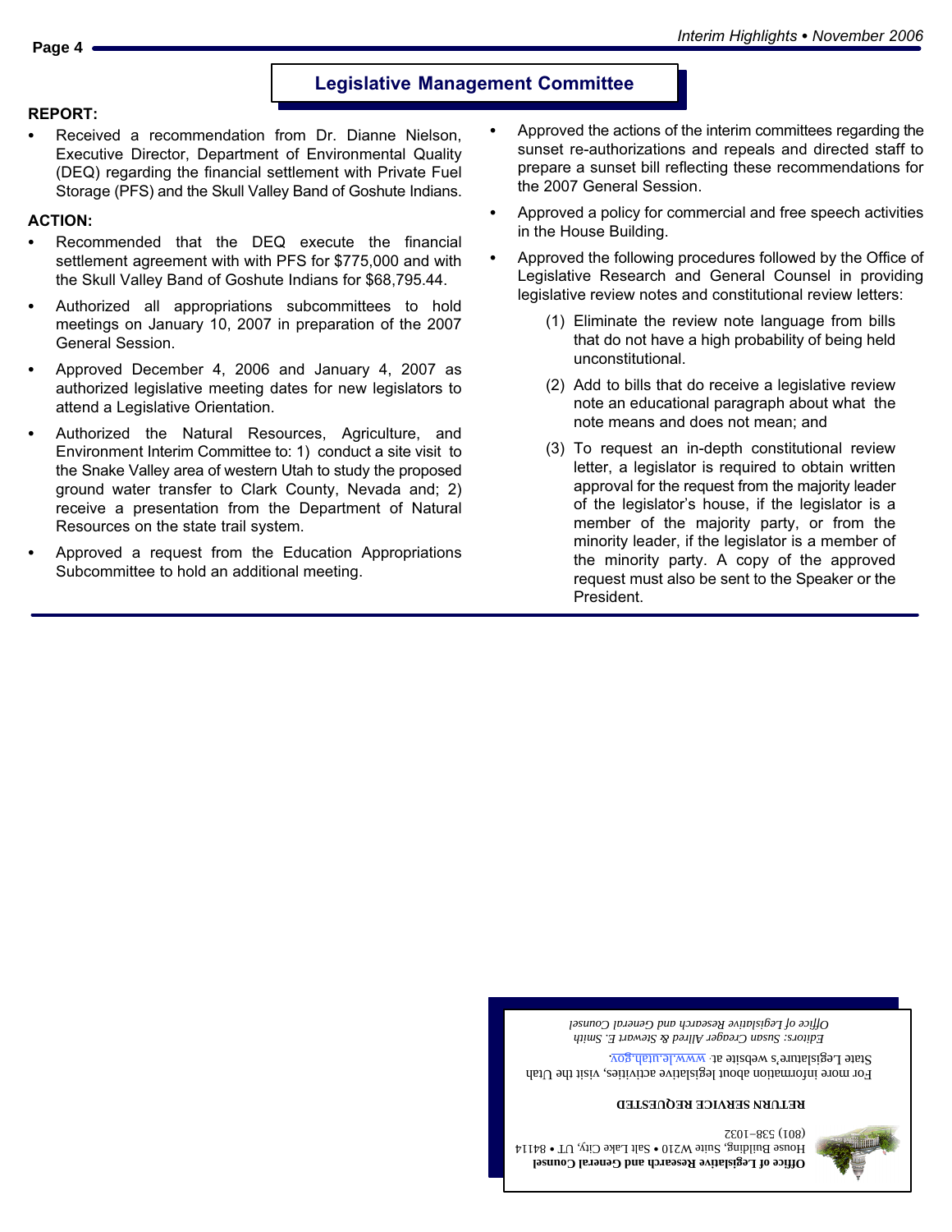## Legislative Management Committee

**REPORT:**

- Received a recommendation from Dr. Dianne Nielson, Executive Director, Department of Environmental Quality (DEQ) regarding the financial settlement with Private Fuel Storage (PFS) and the Skull Valley Band of Goshute Indians.

**ACTION:**

- Recommended that the DEQ execute the financial settlement agreement with with PFS for $775,000 and with the Skull Valley Band of Goshute Indians for $68,795.44.
- Authorized all appropriations subcommittees to hold meetings on January 10, 2007 in preparation of the 2007 General Session.
- Approved December 4, 2006 and January 4, 2007 as authorized legislative meeting dates for new legislators to attend a Legislative Orientation.
- Authorized the Natural Resources, Agriculture, and Environment Interim Committee to: 1) conduct a site visit to the Snake Valley area of western Utah to study the proposed ground water transfer to Clark County, Nevada and; 2) receive a presentation from the Department of Natural Resources on the state trail system.
- Approved a request from the Education Appropriations Subcommittee to hold an additional meeting.
- Approved the actions of the interim committees regarding the sunset re-authorizations and repeals and directed staff to prepare a sunset bill reflecting these recommendations for the 2007 General Session.
- Approved a policy for commercial and free speech activities in the House Building.
- Approved the following procedures followed by the Office of Legislative Research and General Counsel in providing legislative review notes and constitutional review letters:

  (1) Eliminate the review note language from bills that do not have a high probability of being held unconstitutional.

  (2) Add to bills that do receive a legislative review note an educational paragraph about what the note means and does not mean; and

  (3) To request an in-depth constitutional review letter, a legislator is required to obtain written approval for the request from the majority leader of the legislator's house, if the legislator is a member of the majority party, or from the minority leader, if the legislator is a member of the minority party. A copy of the approved request must also be sent to the Speaker or the President.

**Office of Legislative Research and General Counsel**
House Building, Suite W210 • Salt Lake City, UT • 84114
(801) 538-1032

**RETURN SERVICE REQUESTED**

For more information about legislative activities, visit the Utah State Legislature's website at: www.le.utah.gov.

*Editors: Susan Creager Allred & Stewart E. Smith*
*Office of Legislative Research and General Counsel*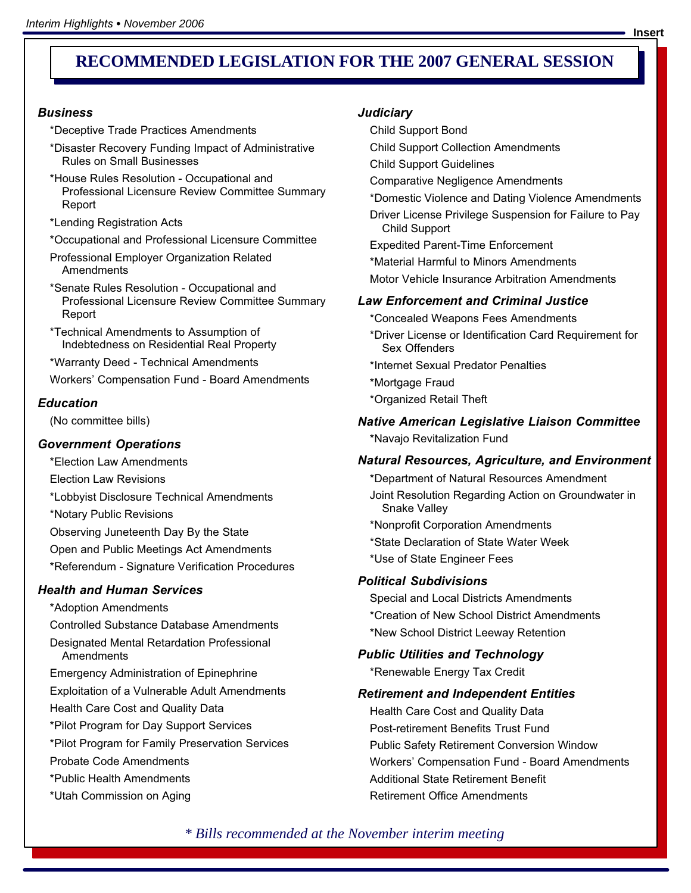# RECOMMENDED LEGISLATION FOR THE 2007 GENERAL SESSION

### *Business*

- *Deceptive Trade Practices Amendments
- *Disaster Recovery Funding Impact of Administrative Rules on Small Businesses
- *House Rules Resolution - Occupational and Professional Licensure Review Committee Summary Report
- *Lending Registration Acts
- *Occupational and Professional Licensure Committee
- Professional Employer Organization Related Amendments
- *Senate Rules Resolution - Occupational and Professional Licensure Review Committee Summary Report
- *Technical Amendments to Assumption of Indebtedness on Residential Real Property
- *Warranty Deed - Technical Amendments
- Workers' Compensation Fund - Board Amendments

### *Education*

(No committee bills)

### *Government Operations*

- *Election Law Amendments
- Election Law Revisions
- *Lobbyist Disclosure Technical Amendments
- *Notary Public Revisions
- Observing Juneteenth Day By the State
- Open and Public Meetings Act Amendments
- *Referendum - Signature Verification Procedures

### *Health and Human Services*

- *Adoption Amendments
- Controlled Substance Database Amendments
- Designated Mental Retardation Professional Amendments
- Emergency Administration of Epinephrine
- Exploitation of a Vulnerable Adult Amendments
- Health Care Cost and Quality Data
- *Pilot Program for Day Support Services
- *Pilot Program for Family Preservation Services
- Probate Code Amendments
- *Public Health Amendments
- *Utah Commission on Aging

### *Judiciary*

- Child Support Bond
- Child Support Collection Amendments
- Child Support Guidelines
- Comparative Negligence Amendments
- *Domestic Violence and Dating Violence Amendments
- Driver License Privilege Suspension for Failure to Pay Child Support
- Expedited Parent-Time Enforcement
- *Material Harmful to Minors Amendments
- Motor Vehicle Insurance Arbitration Amendments

### *Law Enforcement and Criminal Justice*

- *Concealed Weapons Fees Amendments
- *Driver License or Identification Card Requirement for Sex Offenders
- *Internet Sexual Predator Penalties
- *Mortgage Fraud
- *Organized Retail Theft

### *Native American Legislative Liaison Committee*

- *Navajo Revitalization Fund

### *Natural Resources, Agriculture, and Environment*

- *Department of Natural Resources Amendment
- Joint Resolution Regarding Action on Groundwater in Snake Valley
- *Nonprofit Corporation Amendments
- *State Declaration of State Water Week
- *Use of State Engineer Fees

### *Political Subdivisions*

- Special and Local Districts Amendments
- *Creation of New School District Amendments
- *New School District Leeway Retention

### *Public Utilities and Technology*

- *Renewable Energy Tax Credit

### *Retirement and Independent Entities*

- Health Care Cost and Quality Data
- Post-retirement Benefits Trust Fund
- Public Safety Retirement Conversion Window
- Workers' Compensation Fund - Board Amendments
- Additional State Retirement Benefit
- Retirement Office Amendments

*\* Bills recommended at the November interim meeting*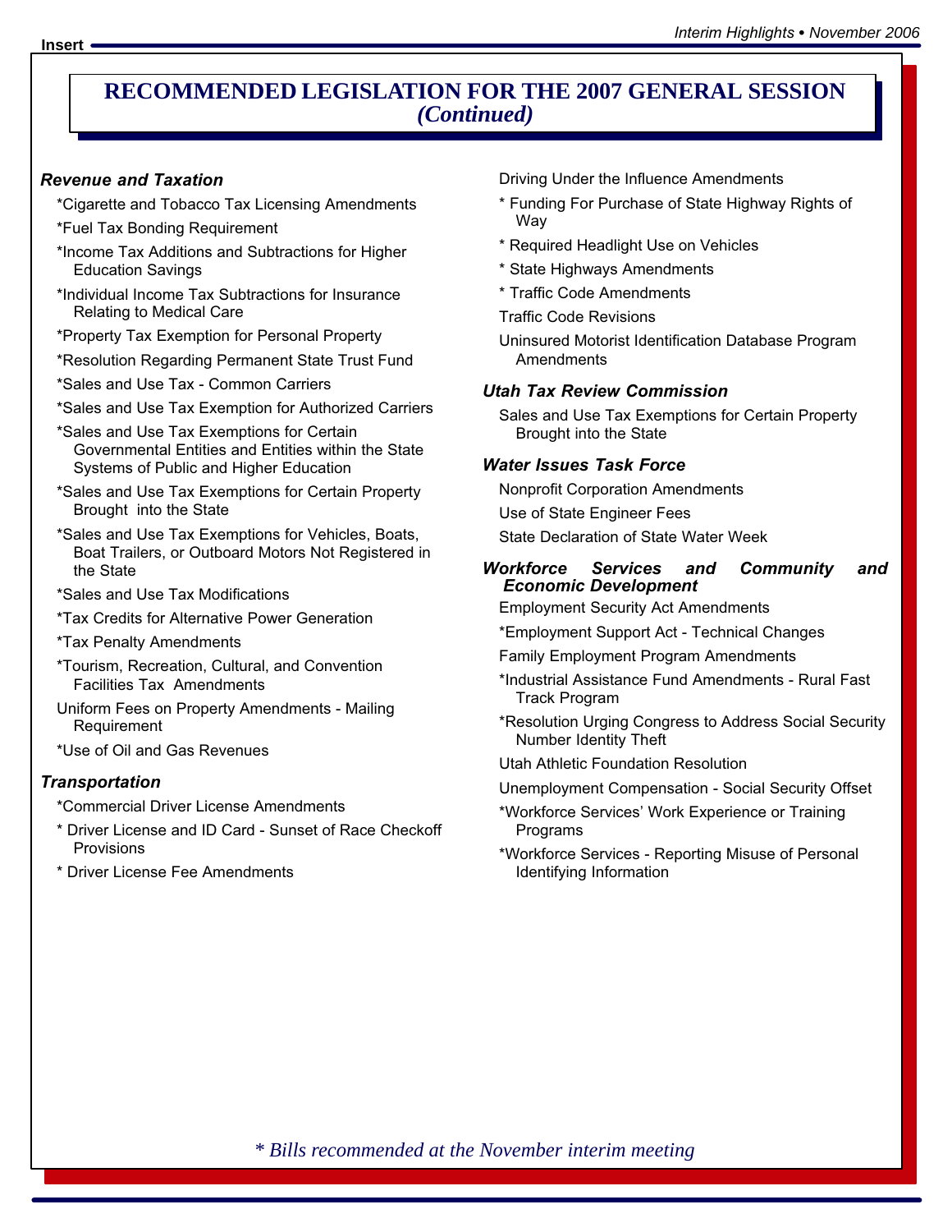# RECOMMENDED LEGISLATION FOR THE 2007 GENERAL SESSION *(Continued)*

### *Revenue and Taxation*

*Cigarette and Tobacco Tax Licensing Amendments

*Fuel Tax Bonding Requirement

*Income Tax Additions and Subtractions for Higher Education Savings

*Individual Income Tax Subtractions for Insurance Relating to Medical Care

*Property Tax Exemption for Personal Property

*Resolution Regarding Permanent State Trust Fund

*Sales and Use Tax - Common Carriers

*Sales and Use Tax Exemption for Authorized Carriers

*Sales and Use Tax Exemptions for Certain Governmental Entities and Entities within the State Systems of Public and Higher Education

*Sales and Use Tax Exemptions for Certain Property Brought into the State

*Sales and Use Tax Exemptions for Vehicles, Boats, Boat Trailers, or Outboard Motors Not Registered in the State

*Sales and Use Tax Modifications

*Tax Credits for Alternative Power Generation

*Tax Penalty Amendments

*Tourism, Recreation, Cultural, and Convention Facilities Tax Amendments

Uniform Fees on Property Amendments - Mailing Requirement

*Use of Oil and Gas Revenues

### *Transportation*

*Commercial Driver License Amendments

* Driver License and ID Card - Sunset of Race Checkoff Provisions

* Driver License Fee Amendments

Driving Under the Influence Amendments

* Funding For Purchase of State Highway Rights of Way

* Required Headlight Use on Vehicles

* State Highways Amendments

* Traffic Code Amendments

Traffic Code Revisions

Uninsured Motorist Identification Database Program Amendments

### *Utah Tax Review Commission*

Sales and Use Tax Exemptions for Certain Property Brought into the State

### *Water Issues Task Force*

Nonprofit Corporation Amendments

Use of State Engineer Fees

State Declaration of State Water Week

### *Workforce Services and Community and Economic Development*

Employment Security Act Amendments

*Employment Support Act - Technical Changes

Family Employment Program Amendments

*Industrial Assistance Fund Amendments - Rural Fast Track Program

*Resolution Urging Congress to Address Social Security Number Identity Theft

Utah Athletic Foundation Resolution

Unemployment Compensation - Social Security Offset

*Workforce Services' Work Experience or Training Programs

*Workforce Services - Reporting Misuse of Personal Identifying Information

*\* Bills recommended at the November interim meeting*